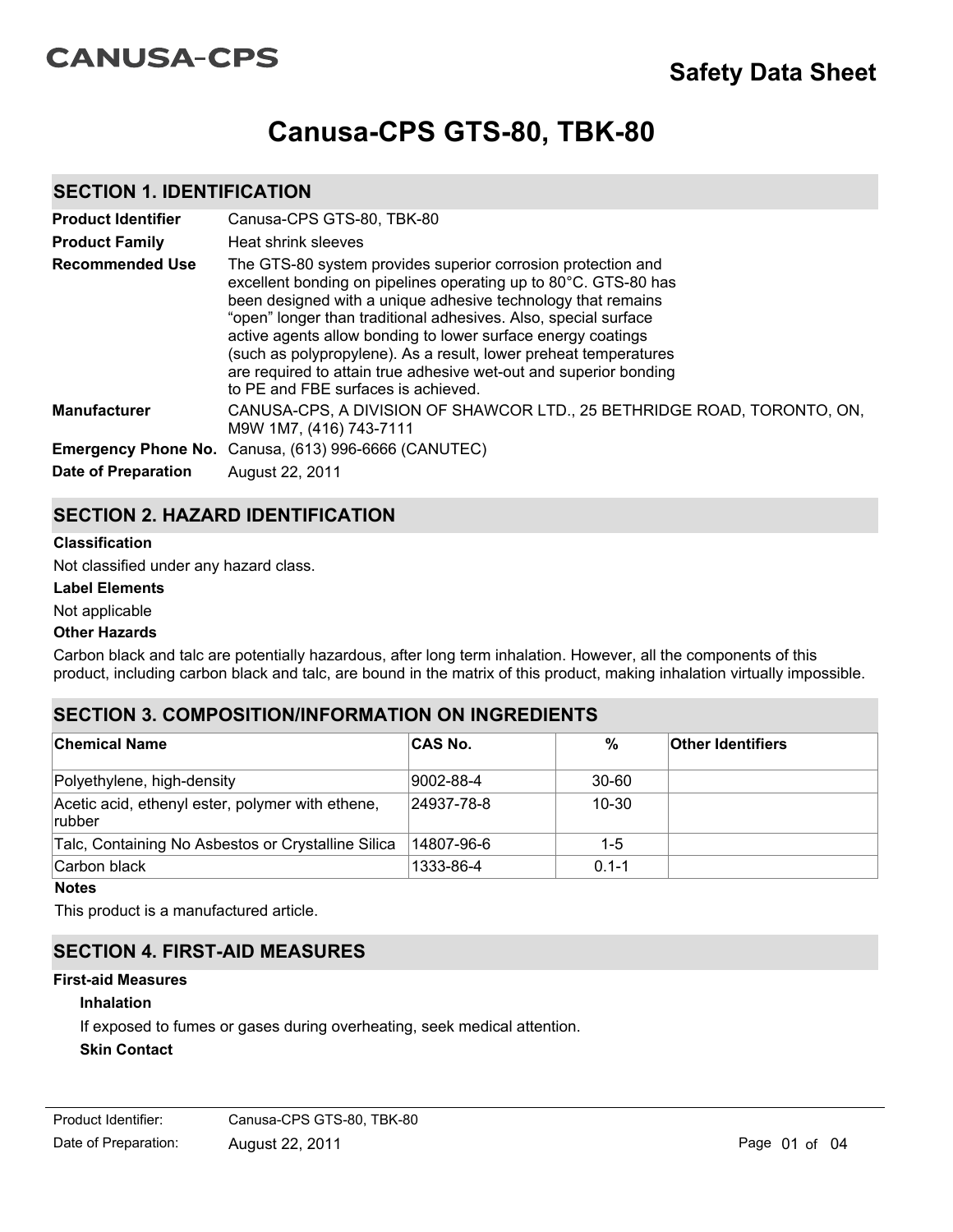CANUSA-CPS

# Safety Data Sheet

# Canusa-CPS GTS-80, TBK-80

## SECTION 1. IDENTIFICATION

**Product Identifier** Canusa-CPS GTS-80, TBK-80

**Product Family** Heat shrink sleeves

**Recommended Use** The GTS-80 system provides superior corrosion protection and excellent bonding on pipelines operating up to 80°C. GTS-80 has been designed with a unique adhesive technology that remains "open" longer than traditional adhesives. Also, special surface active agents allow bonding to lower surface energy coatings (such as polypropylene). As a result, lower preheat temperatures are required to attain true adhesive wet-out and superior bonding to PE and FBE surfaces is achieved.

**Manufacturer** CANUSA-CPS, A DIVISION OF SHAWCOR LTD., 25 BETHRIDGE ROAD, TORONTO, ON, M9W 1M7, (416) 743-7111

**Emergency Phone No.** Canusa, (613) 996-6666 (CANUTEC)

**Date of Preparation** August 22, 2011

## SECTION 2. HAZARD IDENTIFICATION

### Classification

Not classified under any hazard class.

### Label Elements

Not applicable

### Other Hazards

Carbon black and talc are potentially hazardous, after long term inhalation. However, all the components of this product, including carbon black and talc, are bound in the matrix of this product, making inhalation virtually impossible.

## SECTION 3. COMPOSITION/INFORMATION ON INGREDIENTS

| Chemical Name | CAS No. | % | Other Identifiers |
|---|---|---|---|
| Polyethylene, high-density | 9002-88-4 | 30-60 | |
| Acetic acid, ethenyl ester, polymer with ethene, rubber | 24937-78-8 | 10-30 | |
| Talc, Containing No Asbestos or Crystalline Silica | 14807-96-6 | 1-5 | |
| Carbon black | 1333-86-4 | 0.1-1 | |

### Notes

This product is a manufactured article.

## SECTION 4. FIRST-AID MEASURES

### First-aid Measures

**Inhalation**

If exposed to fumes or gases during overheating, seek medical attention.

**Skin Contact**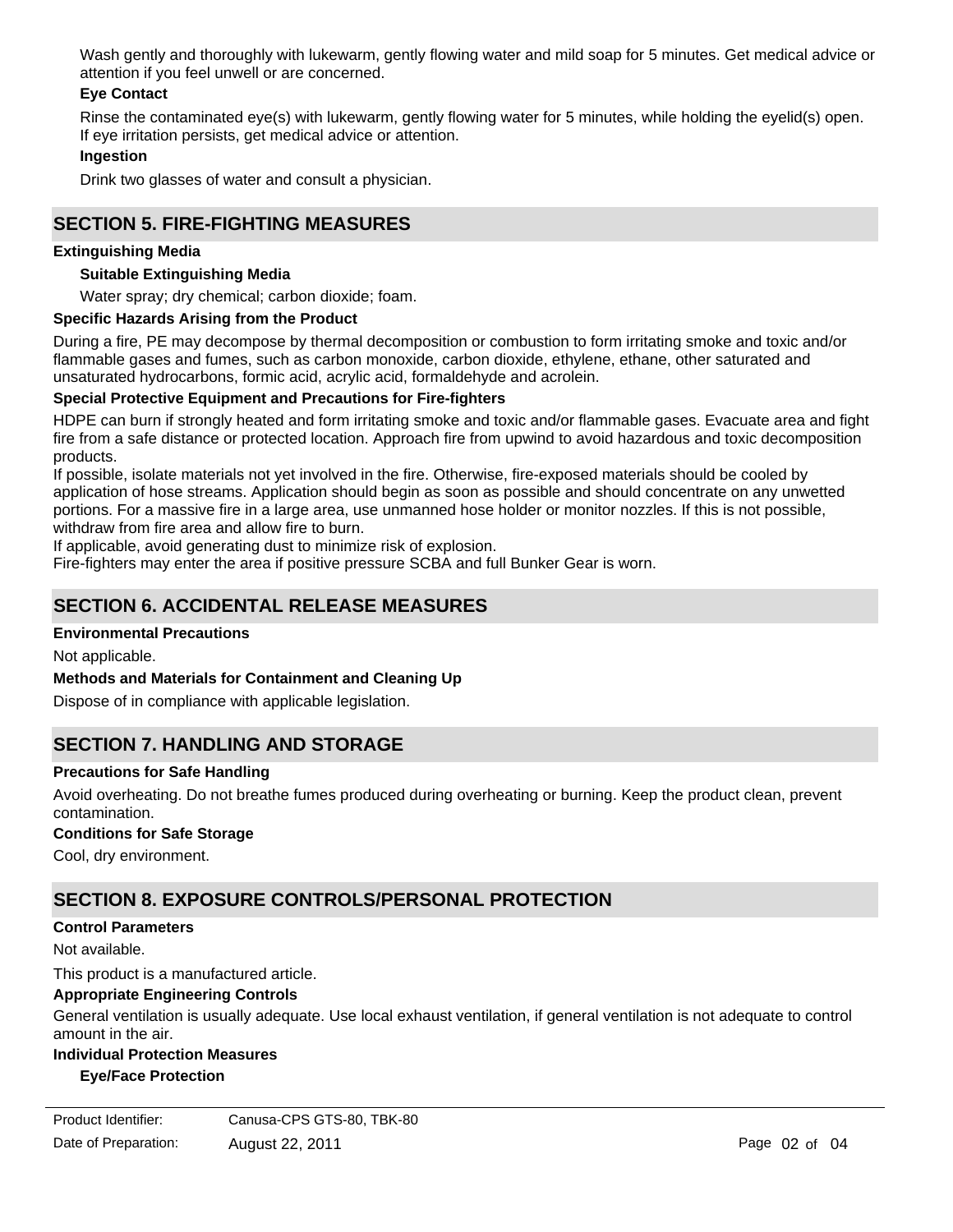Wash gently and thoroughly with lukewarm, gently flowing water and mild soap for 5 minutes. Get medical advice or attention if you feel unwell or are concerned.

**Eye Contact**

Rinse the contaminated eye(s) with lukewarm, gently flowing water for 5 minutes, while holding the eyelid(s) open. If eye irritation persists, get medical advice or attention.

**Ingestion**

Drink two glasses of water and consult a physician.

## SECTION 5. FIRE-FIGHTING MEASURES

**Extinguishing Media**

**Suitable Extinguishing Media**

Water spray; dry chemical; carbon dioxide; foam.

**Specific Hazards Arising from the Product**

During a fire, PE may decompose by thermal decomposition or combustion to form irritating smoke and toxic and/or flammable gases and fumes, such as carbon monoxide, carbon dioxide, ethylene, ethane, other saturated and unsaturated hydrocarbons, formic acid, acrylic acid, formaldehyde and acrolein.

**Special Protective Equipment and Precautions for Fire-fighters**

HDPE can burn if strongly heated and form irritating smoke and toxic and/or flammable gases. Evacuate area and fight fire from a safe distance or protected location. Approach fire from upwind to avoid hazardous and toxic decomposition products.
If possible, isolate materials not yet involved in the fire. Otherwise, fire-exposed materials should be cooled by application of hose streams. Application should begin as soon as possible and should concentrate on any unwetted portions. For a massive fire in a large area, use unmanned hose holder or monitor nozzles. If this is not possible, withdraw from fire area and allow fire to burn.
If applicable, avoid generating dust to minimize risk of explosion.
Fire-fighters may enter the area if positive pressure SCBA and full Bunker Gear is worn.

## SECTION 6. ACCIDENTAL RELEASE MEASURES

**Environmental Precautions**

Not applicable.

**Methods and Materials for Containment and Cleaning Up**

Dispose of in compliance with applicable legislation.

## SECTION 7. HANDLING AND STORAGE

**Precautions for Safe Handling**

Avoid overheating. Do not breathe fumes produced during overheating or burning. Keep the product clean, prevent contamination.

**Conditions for Safe Storage**

Cool, dry environment.

## SECTION 8. EXPOSURE CONTROLS/PERSONAL PROTECTION

**Control Parameters**

Not available.

This product is a manufactured article.

**Appropriate Engineering Controls**

General ventilation is usually adequate. Use local exhaust ventilation, if general ventilation is not adequate to control amount in the air.

**Individual Protection Measures**

**Eye/Face Protection**

Product Identifier: Canusa-CPS GTS-80, TBK-80
Date of Preparation: August 22, 2011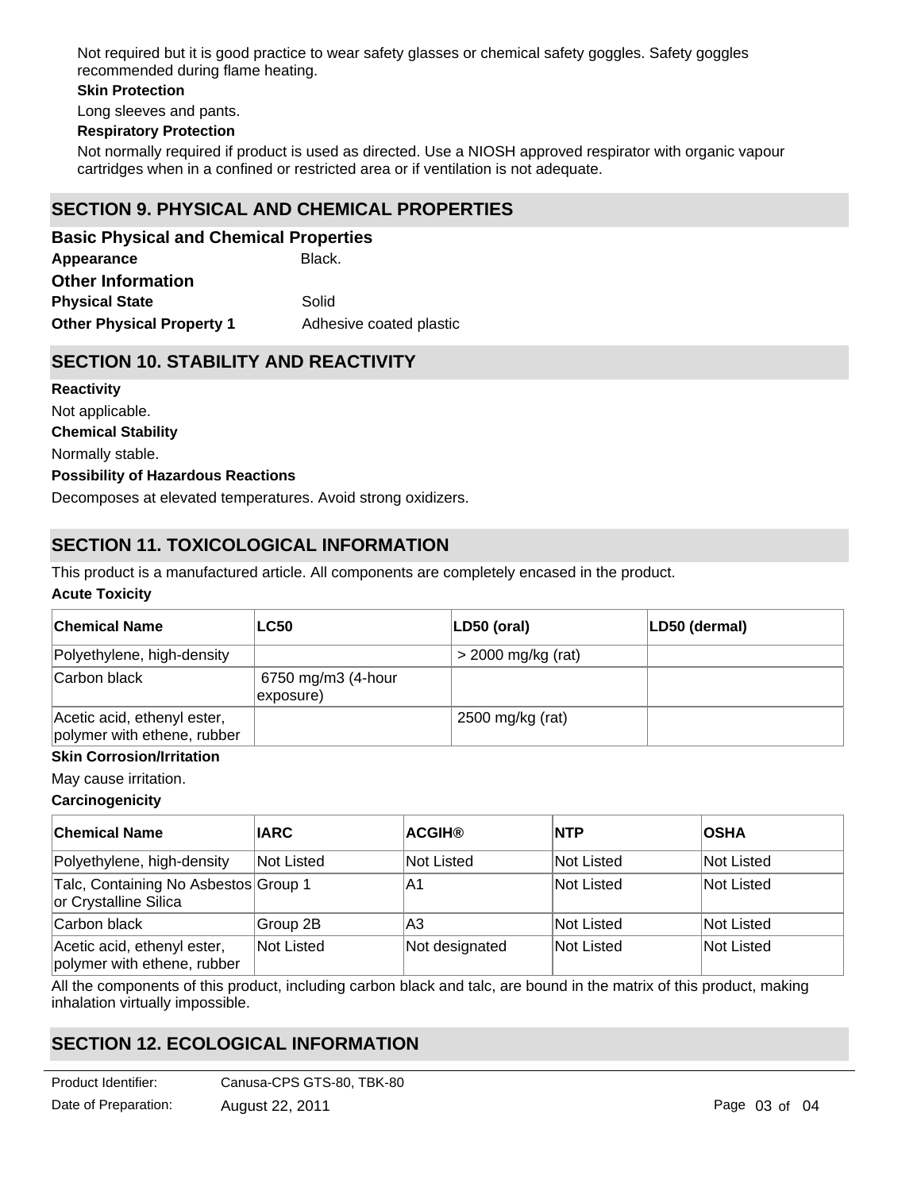Not required but it is good practice to wear safety glasses or chemical safety goggles. Safety goggles recommended during flame heating.

**Skin Protection**

Long sleeves and pants.

**Respiratory Protection**

Not normally required if product is used as directed. Use a NIOSH approved respirator with organic vapour cartridges when in a confined or restricted area or if ventilation is not adequate.

## SECTION 9. PHYSICAL AND CHEMICAL PROPERTIES

### Basic Physical and Chemical Properties

**Appearance** Black.

### Other Information

**Physical State** Solid

**Other Physical Property 1** Adhesive coated plastic

## SECTION 10. STABILITY AND REACTIVITY

**Reactivity**

Not applicable.

**Chemical Stability**

Normally stable.

**Possibility of Hazardous Reactions**

Decomposes at elevated temperatures. Avoid strong oxidizers.

## SECTION 11. TOXICOLOGICAL INFORMATION

This product is a manufactured article. All components are completely encased in the product.

**Acute Toxicity**

| Chemical Name | LC50 | LD50 (oral) | LD50 (dermal) |
|---|---|---|---|
| Polyethylene, high-density | | > 2000 mg/kg (rat) | |
| Carbon black | 6750 mg/m3 (4-hour exposure) | | |
| Acetic acid, ethenyl ester, polymer with ethene, rubber | | 2500 mg/kg (rat) | |

**Skin Corrosion/Irritation**

May cause irritation.

**Carcinogenicity**

| Chemical Name | IARC | ACGIH® | NTP | OSHA |
|---|---|---|---|---|
| Polyethylene, high-density | Not Listed | Not Listed | Not Listed | Not Listed |
| Talc, Containing No Asbestos or Crystalline Silica | Group 1 | A1 | Not Listed | Not Listed |
| Carbon black | Group 2B | A3 | Not Listed | Not Listed |
| Acetic acid, ethenyl ester, polymer with ethene, rubber | Not Listed | Not designated | Not Listed | Not Listed |

All the components of this product, including carbon black and talc, are bound in the matrix of this product, making inhalation virtually impossible.

## SECTION 12. ECOLOGICAL INFORMATION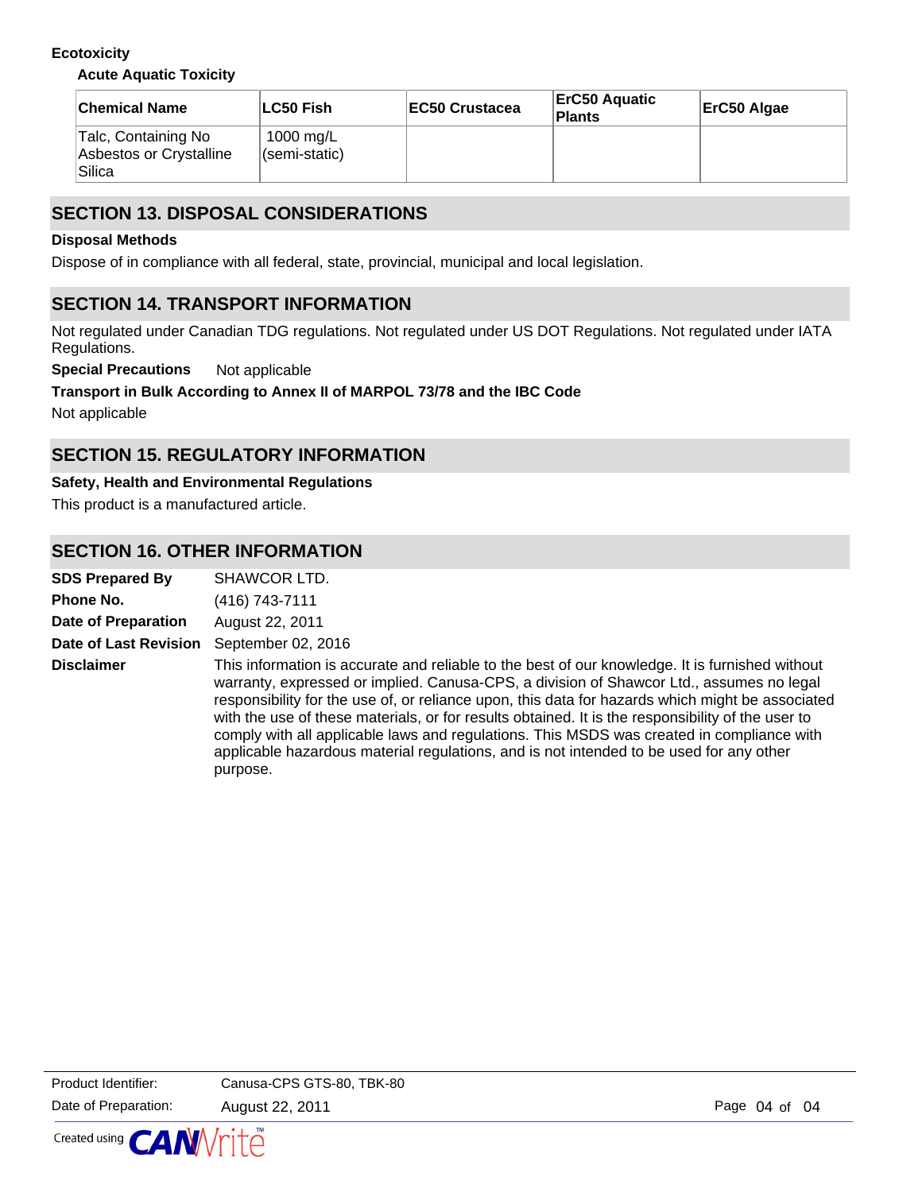**Ecotoxicity**

**Acute Aquatic Toxicity**

| Chemical Name | LC50 Fish | EC50 Crustacea | ErC50 Aquatic Plants | ErC50 Algae |
|---|---|---|---|---|
| Talc, Containing No Asbestos or Crystalline Silica | 1000 mg/L (semi-static) | | | |

## SECTION 13. DISPOSAL CONSIDERATIONS

**Disposal Methods**

Dispose of in compliance with all federal, state, provincial, municipal and local legislation.

## SECTION 14. TRANSPORT INFORMATION

Not regulated under Canadian TDG regulations. Not regulated under US DOT Regulations. Not regulated under IATA Regulations.

**Special Precautions** Not applicable

**Transport in Bulk According to Annex II of MARPOL 73/78 and the IBC Code**

Not applicable

## SECTION 15. REGULATORY INFORMATION

**Safety, Health and Environmental Regulations**

This product is a manufactured article.

## SECTION 16. OTHER INFORMATION

**SDS Prepared By** SHAWCOR LTD.

**Phone No.** (416) 743-7111

**Date of Preparation** August 22, 2011

**Date of Last Revision** September 02, 2016

**Disclaimer** This information is accurate and reliable to the best of our knowledge. It is furnished without warranty, expressed or implied. Canusa-CPS, a division of Shawcor Ltd., assumes no legal responsibility for the use of, or reliance upon, this data for hazards which might be associated with the use of these materials, or for results obtained. It is the responsibility of the user to comply with all applicable laws and regulations. This MSDS was created in compliance with applicable hazardous material regulations, and is not intended to be used for any other purpose.